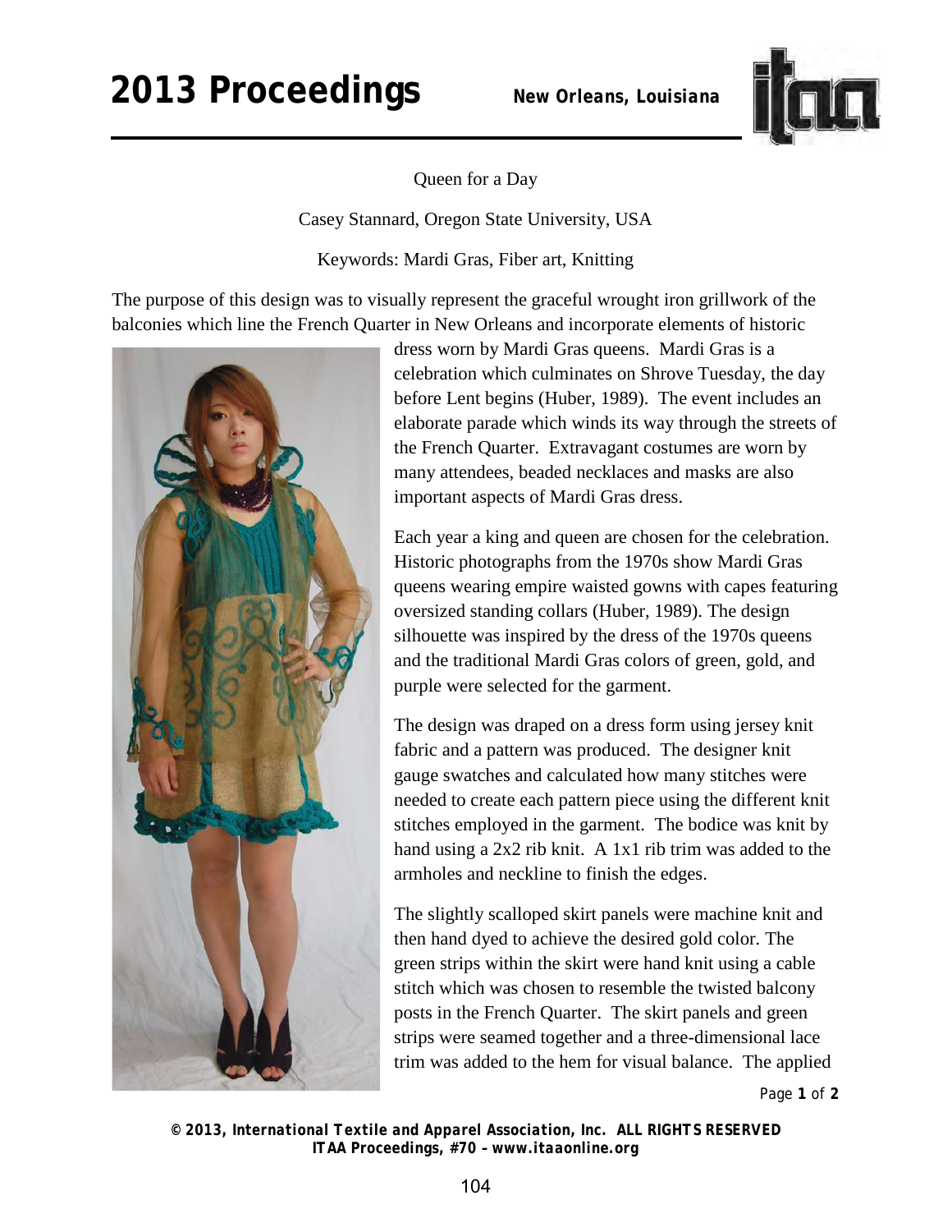# Queen for a Day

Casey Stannard, Oregon State University, USA

Keywords: Mardi Gras, Fiber art, Knitting

The purpose of this design was to visually represent the graceful wrought iron grillwork of the balconies which line the French Quarter in New Orleans and incorporate elements of historic dress worn by Mardi Gras queens. Mardi Gras is a celebration which culminates on Shrove Tuesday, the day before Lent begins (Huber, 1989). The event includes an elaborate parade which winds its way through the streets of the French Quarter. Extravagant costumes are worn by many attendees, beaded necklaces and masks are also important aspects of Mardi Gras dress.

Each year a king and queen are chosen for the celebration. Historic photographs from the 1970s show Mardi Gras queens wearing empire waisted gowns with capes featuring oversized standing collars (Huber, 1989). The design silhouette was inspired by the dress of the 1970s queens and the traditional Mardi Gras colors of green, gold, and purple were selected for the garment.

The design was draped on a dress form using jersey knit fabric and a pattern was produced. The designer knit gauge swatches and calculated how many stitches were needed to create each pattern piece using the different knit stitches employed in the garment. The bodice was knit by hand using a 2x2 rib knit. A 1x1 rib trim was added to the armholes and neckline to finish the edges.

The slightly scalloped skirt panels were machine knit and then hand dyed to achieve the desired gold color. The green strips within the skirt were hand knit using a cable stitch which was chosen to resemble the twisted balcony posts in the French Quarter. The skirt panels and green strips were seamed together and a three-dimensional lace trim was added to the hem for visual balance. The applied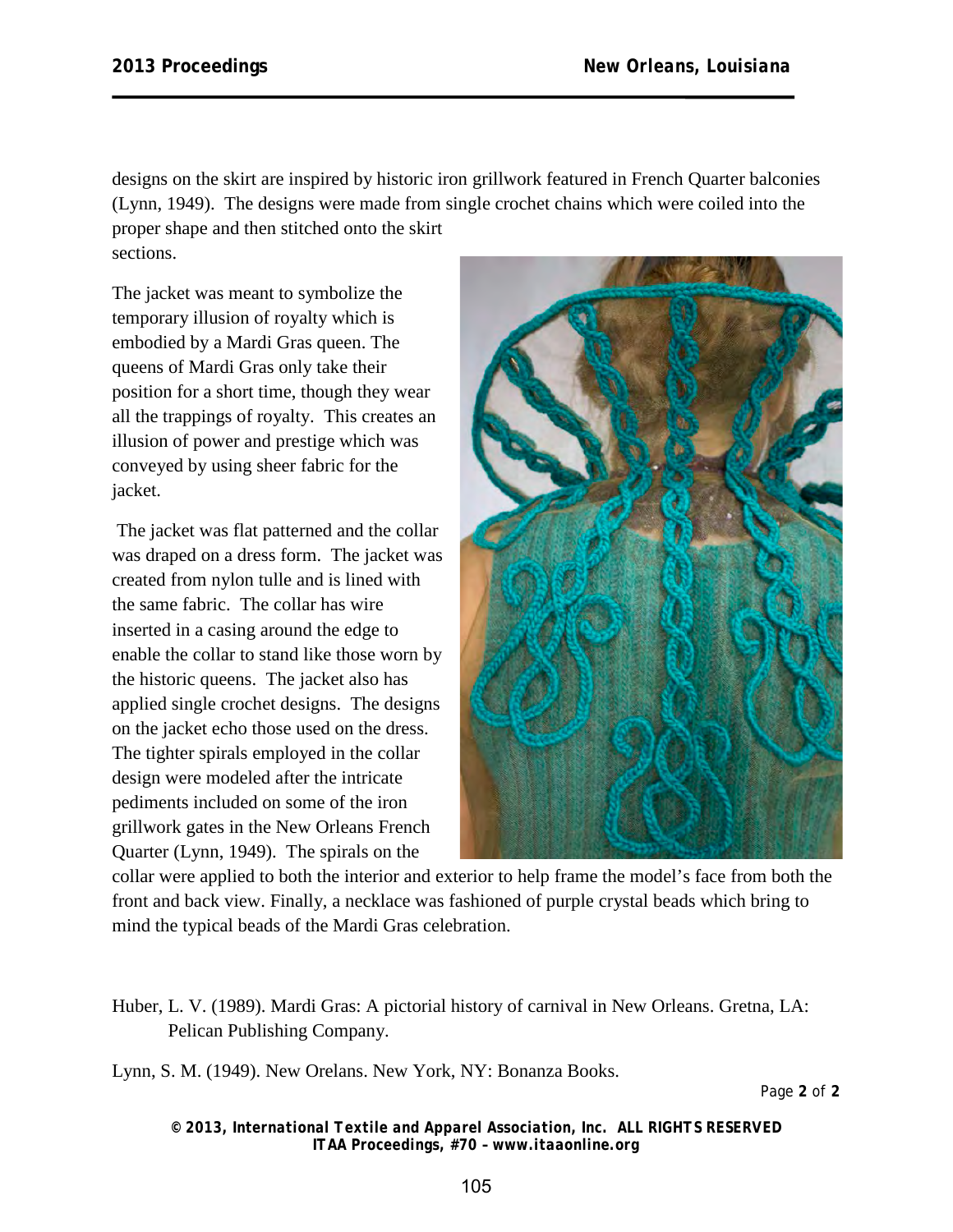designs on the skirt are inspired by historic iron grillwork featured in French Quarter balconies (Lynn, 1949). The designs were made from single crochet chains which were coiled into the proper shape and then stitched onto the skirt sections.

The jacket was meant to symbolize the temporary illusion of royalty which is embodied by a Mardi Gras queen. The queens of Mardi Gras only take their position for a short time, though they wear all the trappings of royalty. This creates an illusion of power and prestige which was conveyed by using sheer fabric for the jacket.

The jacket was flat patterned and the collar was draped on a dress form. The jacket was created from nylon tulle and is lined with the same fabric. The collar has wire inserted in a casing around the edge to enable the collar to stand like those worn by the historic queens. The jacket also has applied single crochet designs. The designs on the jacket echo those used on the dress. The tighter spirals employed in the collar design were modeled after the intricate pediments included on some of the iron grillwork gates in the New Orleans French Quarter (Lynn, 1949). The spirals on the collar were applied to both the interior and exterior to help frame the model's face from both the front and back view. Finally, a necklace was fashioned of purple crystal beads which bring to mind the typical beads of the Mardi Gras celebration.

Huber, L. V. (1989). Mardi Gras: A pictorial history of carnival in New Orleans. Gretna, LA: Pelican Publishing Company.

Lynn, S. M. (1949). New Orelans. New York, NY: Bonanza Books.

**© 2013, International Textile and Apparel Association, Inc. ALL RIGHTS RESERVED**
**ITAA Proceedings, #70 – www.itaaonline.org**